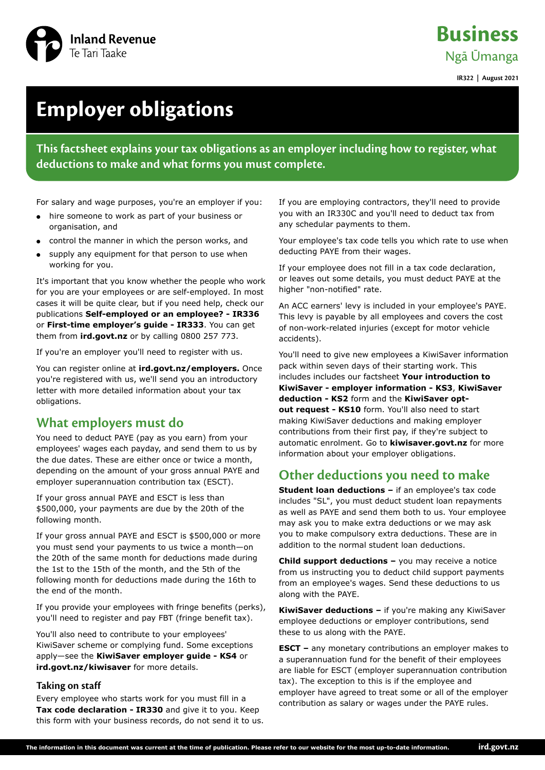Inland Revenue
Te Tari Taake

Business
Ngā Ūmanga

IR322 | August 2021

# Employer obligations

**This factsheet explains your tax obligations as an employer including how to register, what deductions to make and what forms you must complete.**

For salary and wage purposes, you're an employer if you:

- hire someone to work as part of your business or organisation, and
- control the manner in which the person works, and
- supply any equipment for that person to use when working for you.

It's important that you know whether the people who work for you are your employees or are self-employed. In most cases it will be quite clear, but if you need help, check our publications **Self-employed or an employee? - IR336** or **First-time employer's guide - IR333**. You can get them from **ird.govt.nz** or by calling 0800 257 773.

If you're an employer you'll need to register with us.

You can register online at **ird.govt.nz/employers.** Once you're registered with us, we'll send you an introductory letter with more detailed information about your tax obligations.

## What employers must do

You need to deduct PAYE (pay as you earn) from your employees' wages each payday, and send them to us by the due dates. These are either once or twice a month, depending on the amount of your gross annual PAYE and employer superannuation contribution tax (ESCT).

If your gross annual PAYE and ESCT is less than $500,000, your payments are due by the 20th of the following month.

If your gross annual PAYE and ESCT is $500,000 or more you must send your payments to us twice a month—on the 20th of the same month for deductions made during the 1st to the 15th of the month, and the 5th of the following month for deductions made during the 16th to the end of the month.

If you provide your employees with fringe benefits (perks), you'll need to register and pay FBT (fringe benefit tax).

You'll also need to contribute to your employees' KiwiSaver scheme or complying fund. Some exceptions apply—see the **KiwiSaver employer guide - KS4** or **ird.govt.nz/kiwisaver** for more details.

### Taking on staff

Every employee who starts work for you must fill in a **Tax code declaration - IR330** and give it to you. Keep this form with your business records, do not send it to us.

If you are employing contractors, they'll need to provide you with an IR330C and you'll need to deduct tax from any schedular payments to them.

Your employee's tax code tells you which rate to use when deducting PAYE from their wages.

If your employee does not fill in a tax code declaration, or leaves out some details, you must deduct PAYE at the higher "non-notified" rate.

An ACC earners' levy is included in your employee's PAYE. This levy is payable by all employees and covers the cost of non-work-related injuries (except for motor vehicle accidents).

You'll need to give new employees a KiwiSaver information pack within seven days of their starting work. This includes includes our factsheet **Your introduction to KiwiSaver - employer information - KS3**, **KiwiSaver deduction - KS2** form and the **KiwiSaver opt-out request - KS10** form. You'll also need to start making KiwiSaver deductions and making employer contributions from their first pay, if they're subject to automatic enrolment. Go to **kiwisaver.govt.nz** for more information about your employer obligations.

## Other deductions you need to make

**Student loan deductions –** if an employee's tax code includes "SL", you must deduct student loan repayments as well as PAYE and send them both to us. Your employee may ask you to make extra deductions or we may ask you to make compulsory extra deductions. These are in addition to the normal student loan deductions.

**Child support deductions –** you may receive a notice from us instructing you to deduct child support payments from an employee's wages. Send these deductions to us along with the PAYE.

**KiwiSaver deductions –** if you're making any KiwiSaver employee deductions or employer contributions, send these to us along with the PAYE.

**ESCT –** any monetary contributions an employer makes to a superannuation fund for the benefit of their employees are liable for ESCT (employer superannuation contribution tax). The exception to this is if the employee and employer have agreed to treat some or all of the employer contribution as salary or wages under the PAYE rules.

The information in this document was current at the time of publication. Please refer to our website for the most up-to-date information.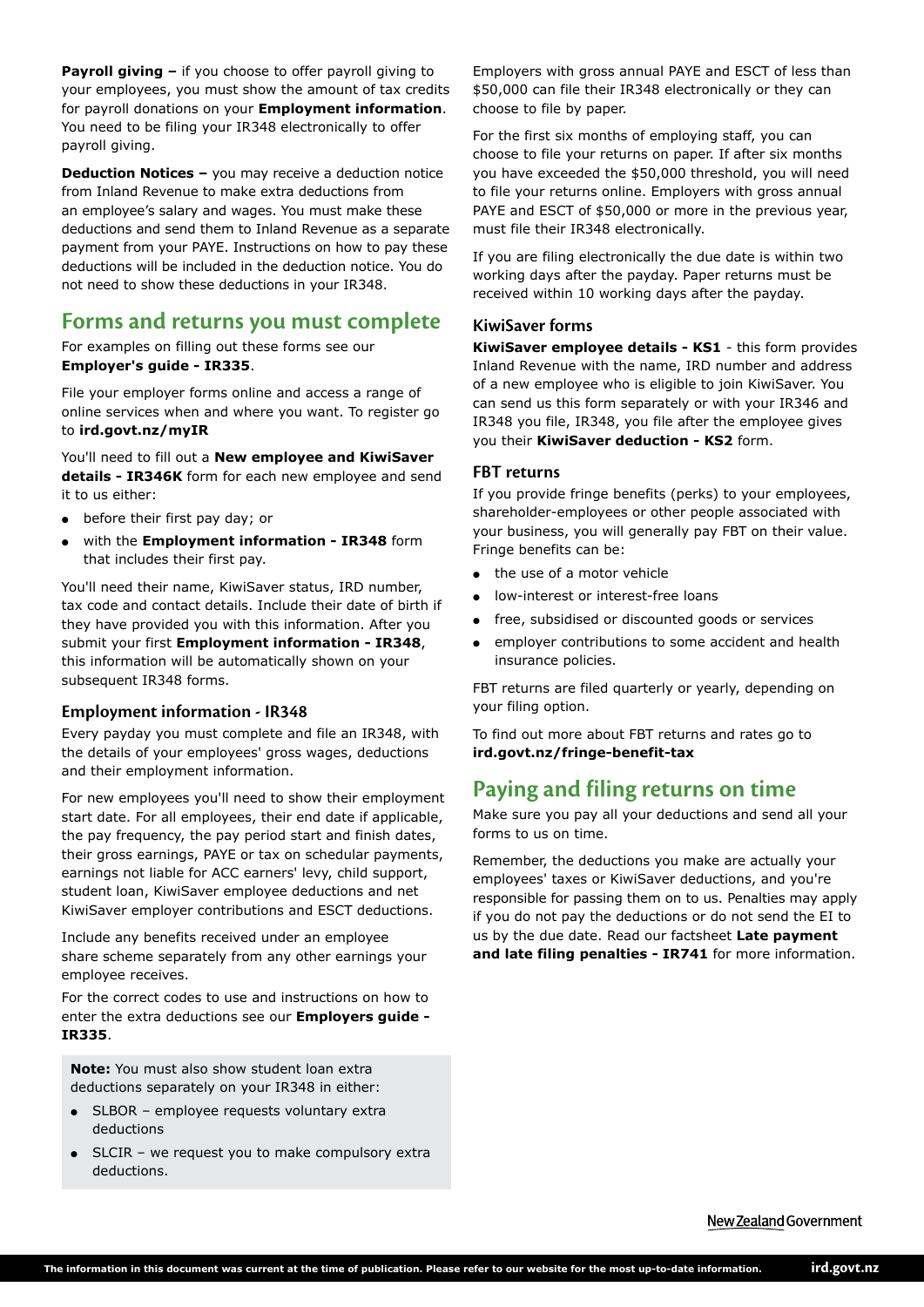**Payroll giving –** if you choose to offer payroll giving to your employees, you must show the amount of tax credits for payroll donations on your **Employment information**. You need to be filing your IR348 electronically to offer payroll giving.

**Deduction Notices –** you may receive a deduction notice from Inland Revenue to make extra deductions from an employee's salary and wages. You must make these deductions and send them to Inland Revenue as a separate payment from your PAYE. Instructions on how to pay these deductions will be included in the deduction notice. You do not need to show these deductions in your IR348.

## Forms and returns you must complete

For examples on filling out these forms see our **Employer's guide - IR335**.

File your employer forms online and access a range of online services when and where you want. To register go to **ird.govt.nz/myIR**

You'll need to fill out a **New employee and KiwiSaver details - IR346K** form for each new employee and send it to us either:

- before their first pay day; or
- with the **Employment information - IR348** form that includes their first pay.

You'll need their name, KiwiSaver status, IRD number, tax code and contact details. Include their date of birth if they have provided you with this information. After you submit your first **Employment information - IR348**, this information will be automatically shown on your subsequent IR348 forms.

### Employment information - IR348

Every payday you must complete and file an IR348, with the details of your employees' gross wages, deductions and their employment information.

For new employees you'll need to show their employment start date. For all employees, their end date if applicable, the pay frequency, the pay period start and finish dates, their gross earnings, PAYE or tax on schedular payments, earnings not liable for ACC earners' levy, child support, student loan, KiwiSaver employee deductions and net KiwiSaver employer contributions and ESCT deductions.

Include any benefits received under an employee share scheme separately from any other earnings your employee receives.

For the correct codes to use and instructions on how to enter the extra deductions see our **Employers guide - IR335**.

**Note:** You must also show student loan extra deductions separately on your IR348 in either:

- SLBOR – employee requests voluntary extra deductions
- SLCIR – we request you to make compulsory extra deductions.

Employers with gross annual PAYE and ESCT of less than $50,000 can file their IR348 electronically or they can choose to file by paper.

For the first six months of employing staff, you can choose to file your returns on paper. If after six months you have exceeded the $50,000 threshold, you will need to file your returns online. Employers with gross annual PAYE and ESCT of $50,000 or more in the previous year, must file their IR348 electronically.

If you are filing electronically the due date is within two working days after the payday. Paper returns must be received within 10 working days after the payday.

### KiwiSaver forms

**KiwiSaver employee details - KS1** - this form provides Inland Revenue with the name, IRD number and address of a new employee who is eligible to join KiwiSaver. You can send us this form separately or with your IR346 and IR348 you file, IR348, you file after the employee gives you their **KiwiSaver deduction - KS2** form.

### FBT returns

If you provide fringe benefits (perks) to your employees, shareholder-employees or other people associated with your business, you will generally pay FBT on their value. Fringe benefits can be:

- the use of a motor vehicle
- low-interest or interest-free loans
- free, subsidised or discounted goods or services
- employer contributions to some accident and health insurance policies.

FBT returns are filed quarterly or yearly, depending on your filing option.

To find out more about FBT returns and rates go to **ird.govt.nz/fringe-benefit-tax**

## Paying and filing returns on time

Make sure you pay all your deductions and send all your forms to us on time.

Remember, the deductions you make are actually your employees' taxes or KiwiSaver deductions, and you're responsible for passing them on to us. Penalties may apply if you do not pay the deductions or do not send the EI to us by the due date. Read our factsheet **Late payment and late filing penalties - IR741** for more information.